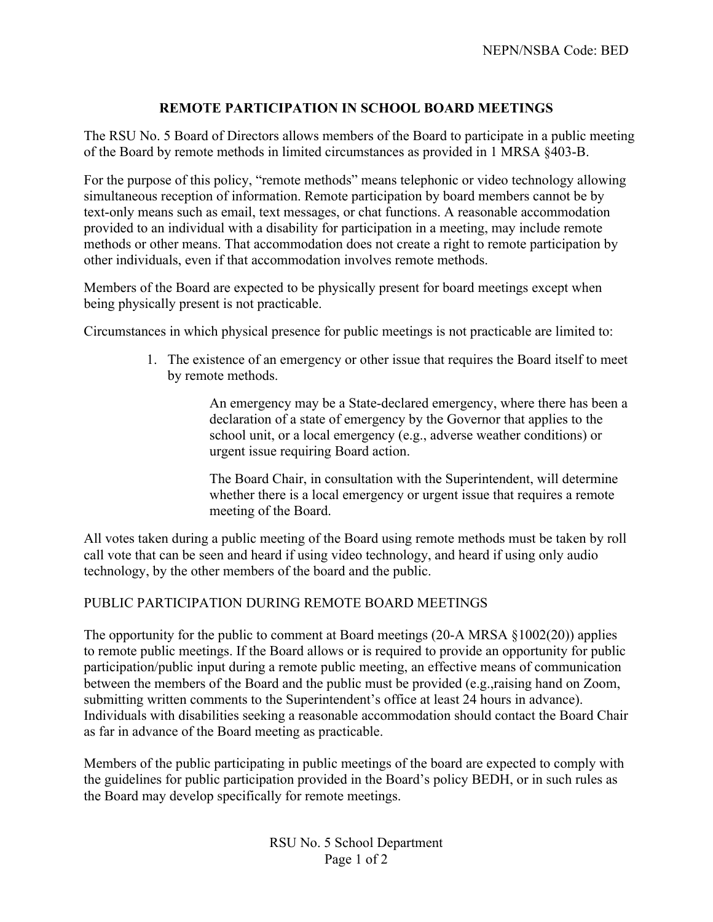NEPN/NSBA Code: BED

# REMOTE PARTICIPATION IN SCHOOL BOARD MEETINGS

The RSU No. 5 Board of Directors allows members of the Board to participate in a public meeting of the Board by remote methods in limited circumstances as provided in 1 MRSA §403-B.

For the purpose of this policy, "remote methods" means telephonic or video technology allowing simultaneous reception of information. Remote participation by board members cannot be by text-only means such as email, text messages, or chat functions. A reasonable accommodation provided to an individual with a disability for participation in a meeting, may include remote methods or other means. That accommodation does not create a right to remote participation by other individuals, even if that accommodation involves remote methods.

Members of the Board are expected to be physically present for board meetings except when being physically present is not practicable.

Circumstances in which physical presence for public meetings is not practicable are limited to:

1. The existence of an emergency or other issue that requires the Board itself to meet by remote methods.

   An emergency may be a State-declared emergency, where there has been a declaration of a state of emergency by the Governor that applies to the school unit, or a local emergency (e.g., adverse weather conditions) or urgent issue requiring Board action.

   The Board Chair, in consultation with the Superintendent, will determine whether there is a local emergency or urgent issue that requires a remote meeting of the Board.

All votes taken during a public meeting of the Board using remote methods must be taken by roll call vote that can be seen and heard if using video technology, and heard if using only audio technology, by the other members of the board and the public.

## PUBLIC PARTICIPATION DURING REMOTE BOARD MEETINGS

The opportunity for the public to comment at Board meetings (20-A MRSA §1002(20)) applies to remote public meetings. If the Board allows or is required to provide an opportunity for public participation/public input during a remote public meeting, an effective means of communication between the members of the Board and the public must be provided (e.g.,raising hand on Zoom, submitting written comments to the Superintendent's office at least 24 hours in advance). Individuals with disabilities seeking a reasonable accommodation should contact the Board Chair as far in advance of the Board meeting as practicable.

Members of the public participating in public meetings of the board are expected to comply with the guidelines for public participation provided in the Board's policy BEDH, or in such rules as the Board may develop specifically for remote meetings.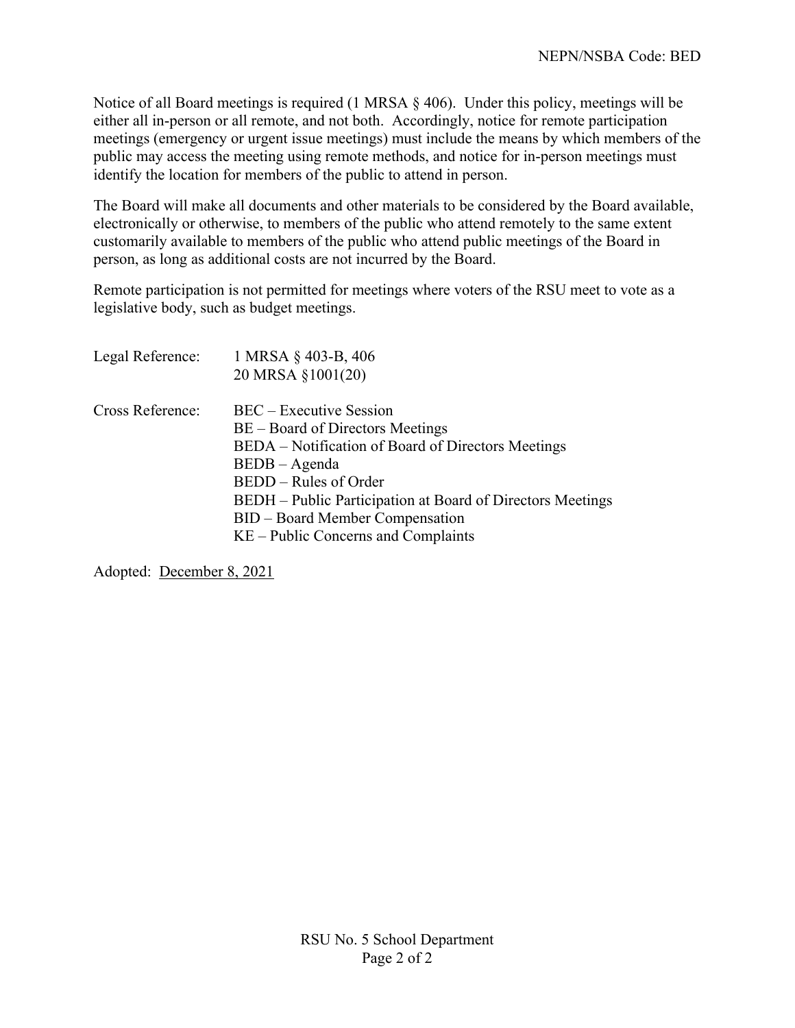Notice of all Board meetings is required (1 MRSA § 406). Under this policy, meetings will be either all in-person or all remote, and not both. Accordingly, notice for remote participation meetings (emergency or urgent issue meetings) must include the means by which members of the public may access the meeting using remote methods, and notice for in-person meetings must identify the location for members of the public to attend in person.

The Board will make all documents and other materials to be considered by the Board available, electronically or otherwise, to members of the public who attend remotely to the same extent customarily available to members of the public who attend public meetings of the Board in person, as long as additional costs are not incurred by the Board.

Remote participation is not permitted for meetings where voters of the RSU meet to vote as a legislative body, such as budget meetings.

Legal Reference: 1 MRSA § 403-B, 406
20 MRSA §1001(20)

Cross Reference: BEC – Executive Session
BE – Board of Directors Meetings
BEDA – Notification of Board of Directors Meetings
BEDB – Agenda
BEDD – Rules of Order
BEDH – Public Participation at Board of Directors Meetings
BID – Board Member Compensation
KE – Public Concerns and Complaints

Adopted: December 8, 2021